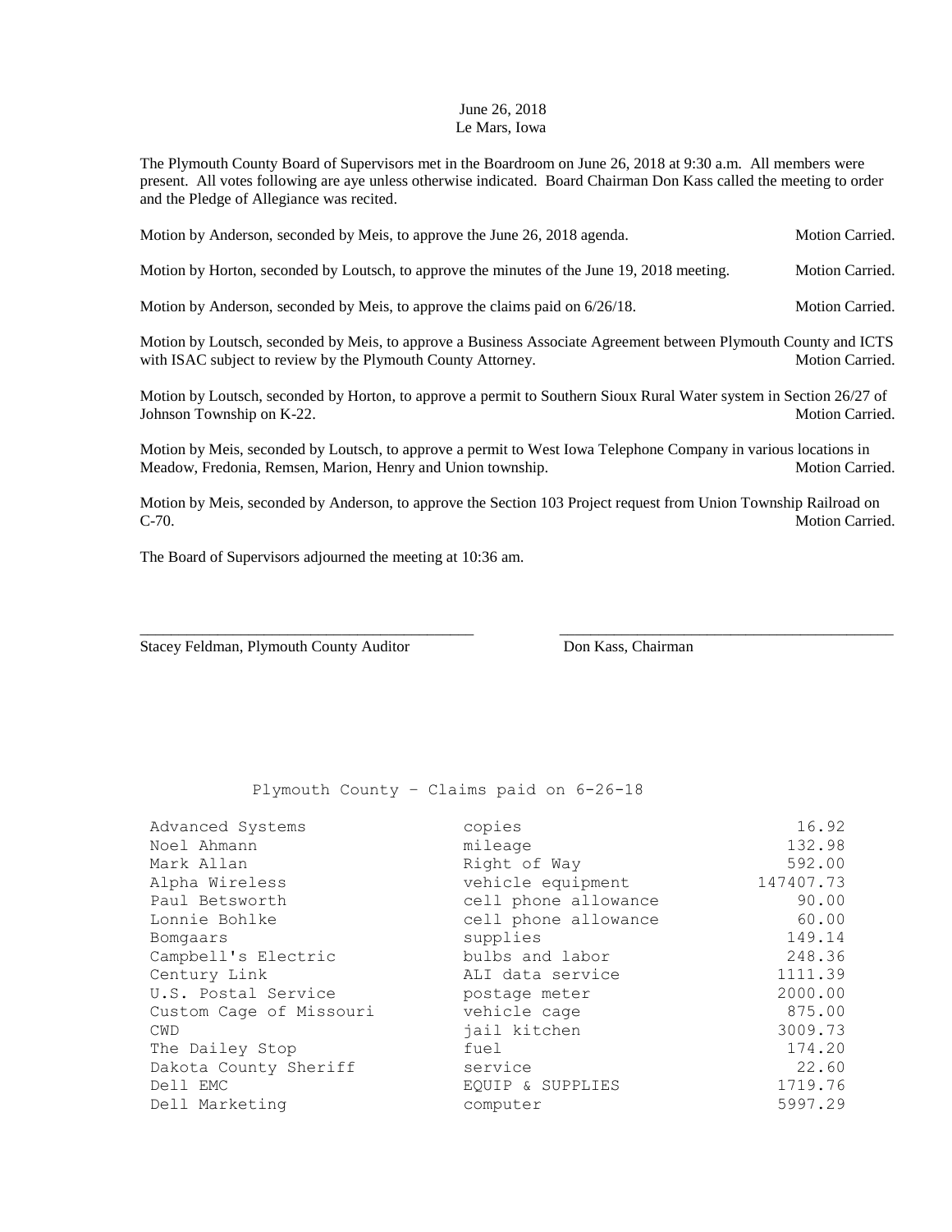June 26, 2018
Le Mars, Iowa

The Plymouth County Board of Supervisors met in the Boardroom on June 26, 2018 at 9:30 a.m. All members were present. All votes following are aye unless otherwise indicated. Board Chairman Don Kass called the meeting to order and the Pledge of Allegiance was recited.

Motion by Anderson, seconded by Meis, to approve the June 26, 2018 agenda. Motion Carried.

Motion by Horton, seconded by Loutsch, to approve the minutes of the June 19, 2018 meeting. Motion Carried.

Motion by Anderson, seconded by Meis, to approve the claims paid on 6/26/18. Motion Carried.

Motion by Loutsch, seconded by Meis, to approve a Business Associate Agreement between Plymouth County and ICTS with ISAC subject to review by the Plymouth County Attorney. Motion Carried.

Motion by Loutsch, seconded by Horton, to approve a permit to Southern Sioux Rural Water system in Section 26/27 of Johnson Township on K-22. Motion Carried.

Motion by Meis, seconded by Loutsch, to approve a permit to West Iowa Telephone Company in various locations in Meadow, Fredonia, Remsen, Marion, Henry and Union township. Motion Carried.

Motion by Meis, seconded by Anderson, to approve the Section 103 Project request from Union Township Railroad on C-70. Motion Carried.

The Board of Supervisors adjourned the meeting at 10:36 am.

\_\_\_\_\_\_\_\_\_\_\_\_\_\_\_\_\_\_\_\_\_\_\_\_\_\_\_\_\_\_\_\_\_\_\_\_\_\_\_\_ \_\_\_\_\_\_\_\_\_\_\_\_\_\_\_\_\_\_\_\_\_\_\_\_\_\_\_\_\_\_\_\_\_\_\_\_\_\_\_\_

Stacey Feldman, Plymouth County Auditor Don Kass, Chairman

Plymouth County – Claims paid on 6-26-18

| | | |
|---|---|---|
| Advanced Systems | copies | 16.92 |
| Noel Ahmann | mileage | 132.98 |
| Mark Allan | Right of Way | 592.00 |
| Alpha Wireless | vehicle equipment | 147407.73 |
| Paul Betsworth | cell phone allowance | 90.00 |
| Lonnie Bohlke | cell phone allowance | 60.00 |
| Bomgaars | supplies | 149.14 |
| Campbell's Electric | bulbs and labor | 248.36 |
| Century Link | ALI data service | 1111.39 |
| U.S. Postal Service | postage meter | 2000.00 |
| Custom Cage of Missouri | vehicle cage | 875.00 |
| CWD | jail kitchen | 3009.73 |
| The Dailey Stop | fuel | 174.20 |
| Dakota County Sheriff | service | 22.60 |
| Dell EMC | EQUIP & SUPPLIES | 1719.76 |
| Dell Marketing | computer | 5997.29 |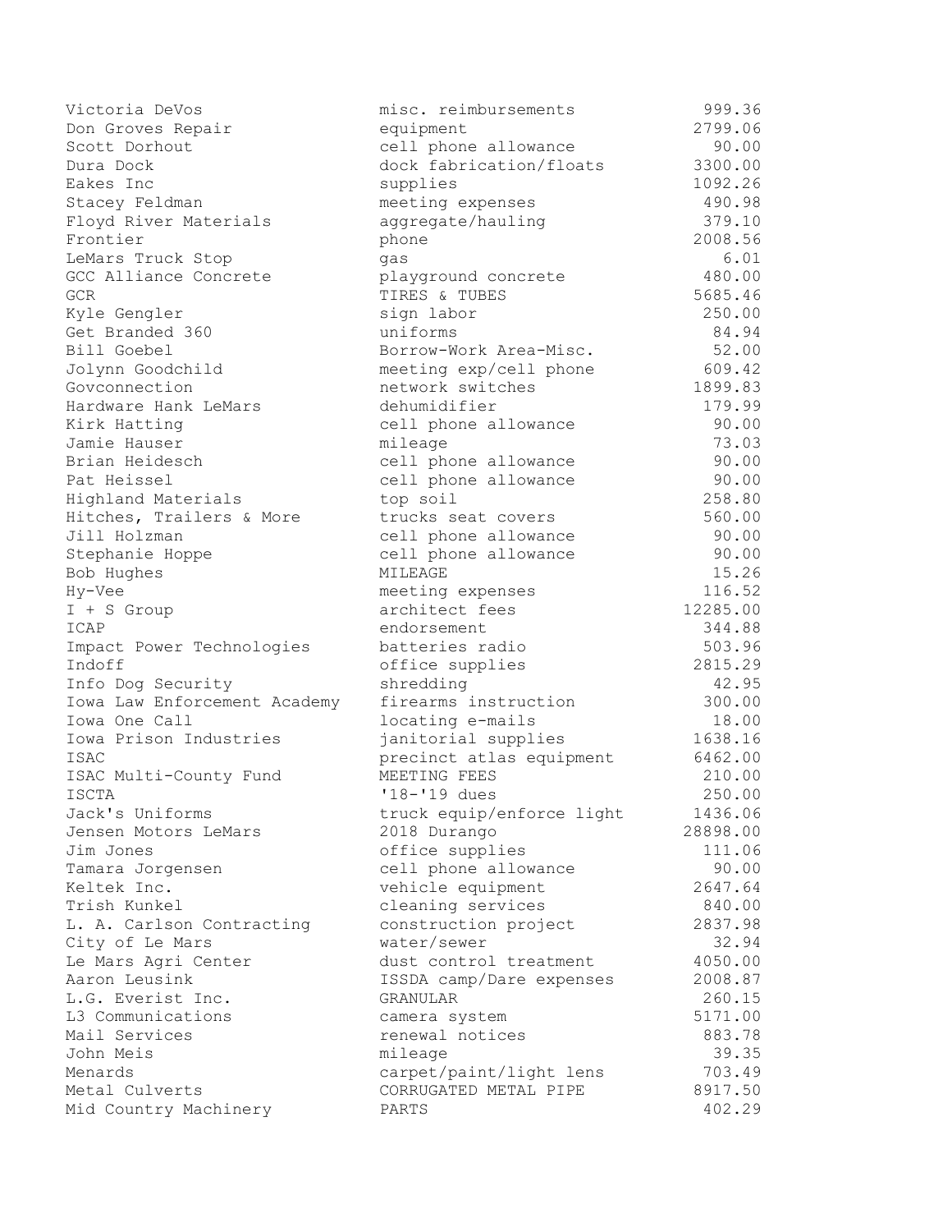| | | |
|---|---|---|
| Victoria DeVos | misc. reimbursements | 999.36 |
| Don Groves Repair | equipment | 2799.06 |
| Scott Dorhout | cell phone allowance | 90.00 |
| Dura Dock | dock fabrication/floats | 3300.00 |
| Eakes Inc | supplies | 1092.26 |
| Stacey Feldman | meeting expenses | 490.98 |
| Floyd River Materials | aggregate/hauling | 379.10 |
| Frontier | phone | 2008.56 |
| LeMars Truck Stop | gas | 6.01 |
| GCC Alliance Concrete | playground concrete | 480.00 |
| GCR | TIRES & TUBES | 5685.46 |
| Kyle Gengler | sign labor | 250.00 |
| Get Branded 360 | uniforms | 84.94 |
| Bill Goebel | Borrow-Work Area-Misc. | 52.00 |
| Jolynn Goodchild | meeting exp/cell phone | 609.42 |
| Govconnection | network switches | 1899.83 |
| Hardware Hank LeMars | dehumidifier | 179.99 |
| Kirk Hatting | cell phone allowance | 90.00 |
| Jamie Hauser | mileage | 73.03 |
| Brian Heidesch | cell phone allowance | 90.00 |
| Pat Heissel | cell phone allowance | 90.00 |
| Highland Materials | top soil | 258.80 |
| Hitches, Trailers & More | trucks seat covers | 560.00 |
| Jill Holzman | cell phone allowance | 90.00 |
| Stephanie Hoppe | cell phone allowance | 90.00 |
| Bob Hughes | MILEAGE | 15.26 |
| Hy-Vee | meeting expenses | 116.52 |
| I + S Group | architect fees | 12285.00 |
| ICAP | endorsement | 344.88 |
| Impact Power Technologies | batteries radio | 503.96 |
| Indoff | office supplies | 2815.29 |
| Info Dog Security | shredding | 42.95 |
| Iowa Law Enforcement Academy | firearms instruction | 300.00 |
| Iowa One Call | locating e-mails | 18.00 |
| Iowa Prison Industries | janitorial supplies | 1638.16 |
| ISAC | precinct atlas equipment | 6462.00 |
| ISAC Multi-County Fund | MEETING FEES | 210.00 |
| ISCTA | '18-'19 dues | 250.00 |
| Jack's Uniforms | truck equip/enforce light | 1436.06 |
| Jensen Motors LeMars | 2018 Durango | 28898.00 |
| Jim Jones | office supplies | 111.06 |
| Tamara Jorgensen | cell phone allowance | 90.00 |
| Keltek Inc. | vehicle equipment | 2647.64 |
| Trish Kunkel | cleaning services | 840.00 |
| L. A. Carlson Contracting | construction project | 2837.98 |
| City of Le Mars | water/sewer | 32.94 |
| Le Mars Agri Center | dust control treatment | 4050.00 |
| Aaron Leusink | ISSDA camp/Dare expenses | 2008.87 |
| L.G. Everist Inc. | GRANULAR | 260.15 |
| L3 Communications | camera system | 5171.00 |
| Mail Services | renewal notices | 883.78 |
| John Meis | mileage | 39.35 |
| Menards | carpet/paint/light lens | 703.49 |
| Metal Culverts | CORRUGATED METAL PIPE | 8917.50 |
| Mid Country Machinery | PARTS | 402.29 |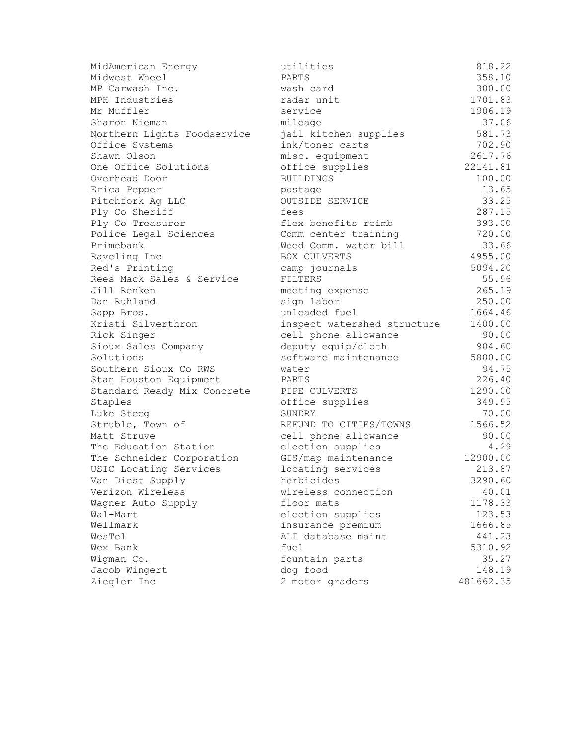| | | |
|---|---|---|
| MidAmerican Energy | utilities | 818.22 |
| Midwest Wheel | PARTS | 358.10 |
| MP Carwash Inc. | wash card | 300.00 |
| MPH Industries | radar unit | 1701.83 |
| Mr Muffler | service | 1906.19 |
| Sharon Nieman | mileage | 37.06 |
| Northern Lights Foodservice | jail kitchen supplies | 581.73 |
| Office Systems | ink/toner carts | 702.90 |
| Shawn Olson | misc. equipment | 2617.76 |
| One Office Solutions | office supplies | 22141.81 |
| Overhead Door | BUILDINGS | 100.00 |
| Erica Pepper | postage | 13.65 |
| Pitchfork Ag LLC | OUTSIDE SERVICE | 33.25 |
| Ply Co Sheriff | fees | 287.15 |
| Ply Co Treasurer | flex benefits reimb | 393.00 |
| Police Legal Sciences | Comm center training | 720.00 |
| Primebank | Weed Comm. water bill | 33.66 |
| Raveling Inc | BOX CULVERTS | 4955.00 |
| Red's Printing | camp journals | 5094.20 |
| Rees Mack Sales & Service | FILTERS | 55.96 |
| Jill Renken | meeting expense | 265.19 |
| Dan Ruhland | sign labor | 250.00 |
| Sapp Bros. | unleaded fuel | 1664.46 |
| Kristi Silverthron | inspect watershed structure | 1400.00 |
| Rick Singer | cell phone allowance | 90.00 |
| Sioux Sales Company | deputy equip/cloth | 904.60 |
| Solutions | software maintenance | 5800.00 |
| Southern Sioux Co RWS | water | 94.75 |
| Stan Houston Equipment | PARTS | 226.40 |
| Standard Ready Mix Concrete | PIPE CULVERTS | 1290.00 |
| Staples | office supplies | 349.95 |
| Luke Steeg | SUNDRY | 70.00 |
| Struble, Town of | REFUND TO CITIES/TOWNS | 1566.52 |
| Matt Struve | cell phone allowance | 90.00 |
| The Education Station | election supplies | 4.29 |
| The Schneider Corporation | GIS/map maintenance | 12900.00 |
| USIC Locating Services | locating services | 213.87 |
| Van Diest Supply | herbicides | 3290.60 |
| Verizon Wireless | wireless connection | 40.01 |
| Wagner Auto Supply | floor mats | 1178.33 |
| Wal-Mart | election supplies | 123.53 |
| Wellmark | insurance premium | 1666.85 |
| WesTel | ALI database maint | 441.23 |
| Wex Bank | fuel | 5310.92 |
| Wigman Co. | fountain parts | 35.27 |
| Jacob Wingert | dog food | 148.19 |
| Ziegler Inc | 2 motor graders | 481662.35 |